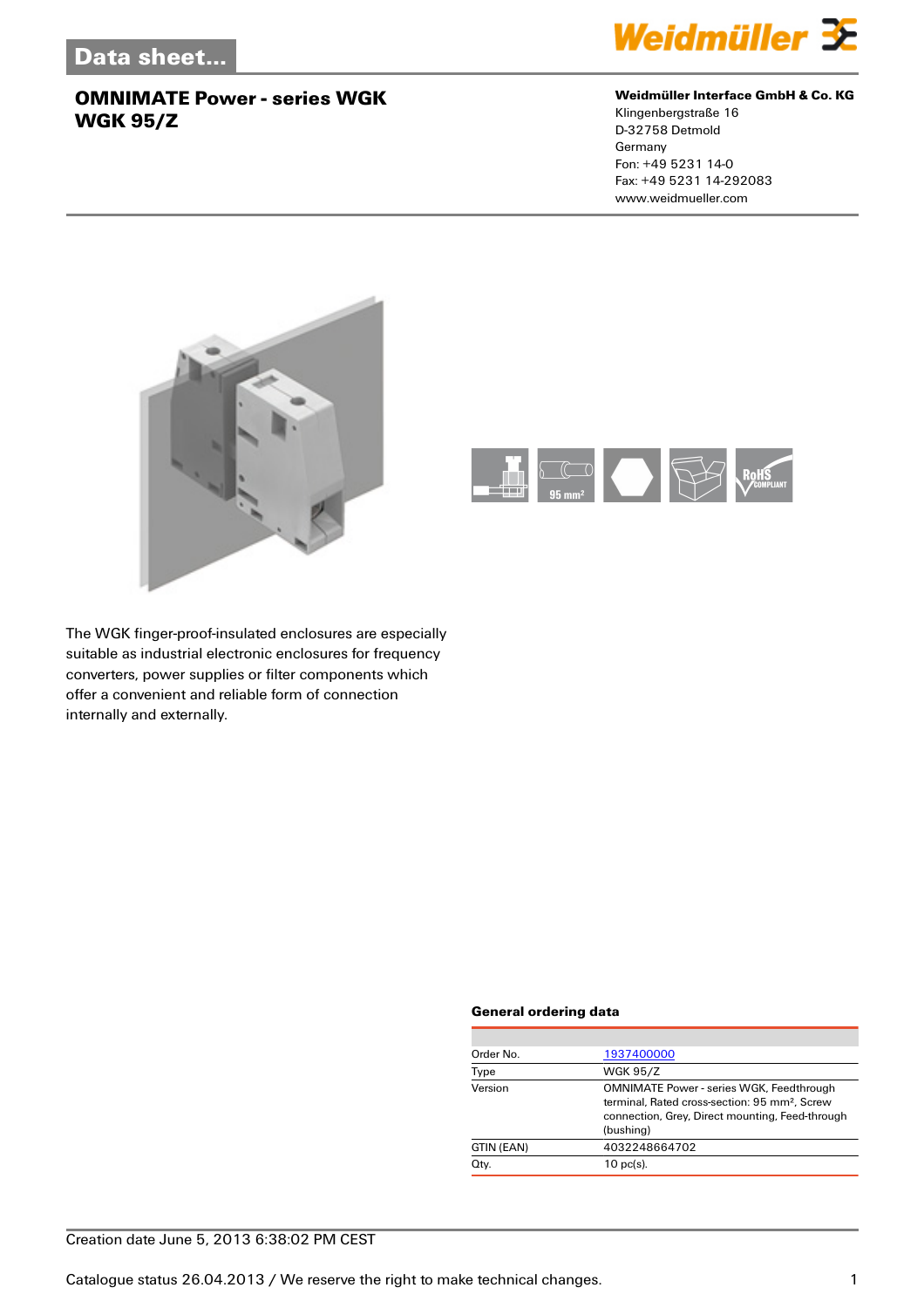# Data sheet...

## OMNIMATE Power - series WGK
## WGK 95/Z

**Weidmüller Interface GmbH & Co. KG**
Klingenbergstraße 16
D-32758 Detmold
Germany
Fon: +49 5231 14-0
Fax: +49 5231 14-292083
www.weidmueller.com

The WGK finger-proof-insulated enclosures are especially suitable as industrial electronic enclosures for frequency converters, power supplies or filter components which offer a convenient and reliable form of connection internally and externally.

### General ordering data

| | |
|---|---|
| Order No. | 1937400000 |
| Type | WGK 95/Z |
| Version | OMNIMATE Power - series WGK, Feedthrough terminal, Rated cross-section: 95 mm², Screw connection, Grey, Direct mounting, Feed-through (bushing) |
| GTIN (EAN) | 4032248664702 |
| Qty. | 10 pc(s). |

Creation date June 5, 2013 6:38:02 PM CEST

Catalogue status 26.04.2013 / We reserve the right to make technical changes.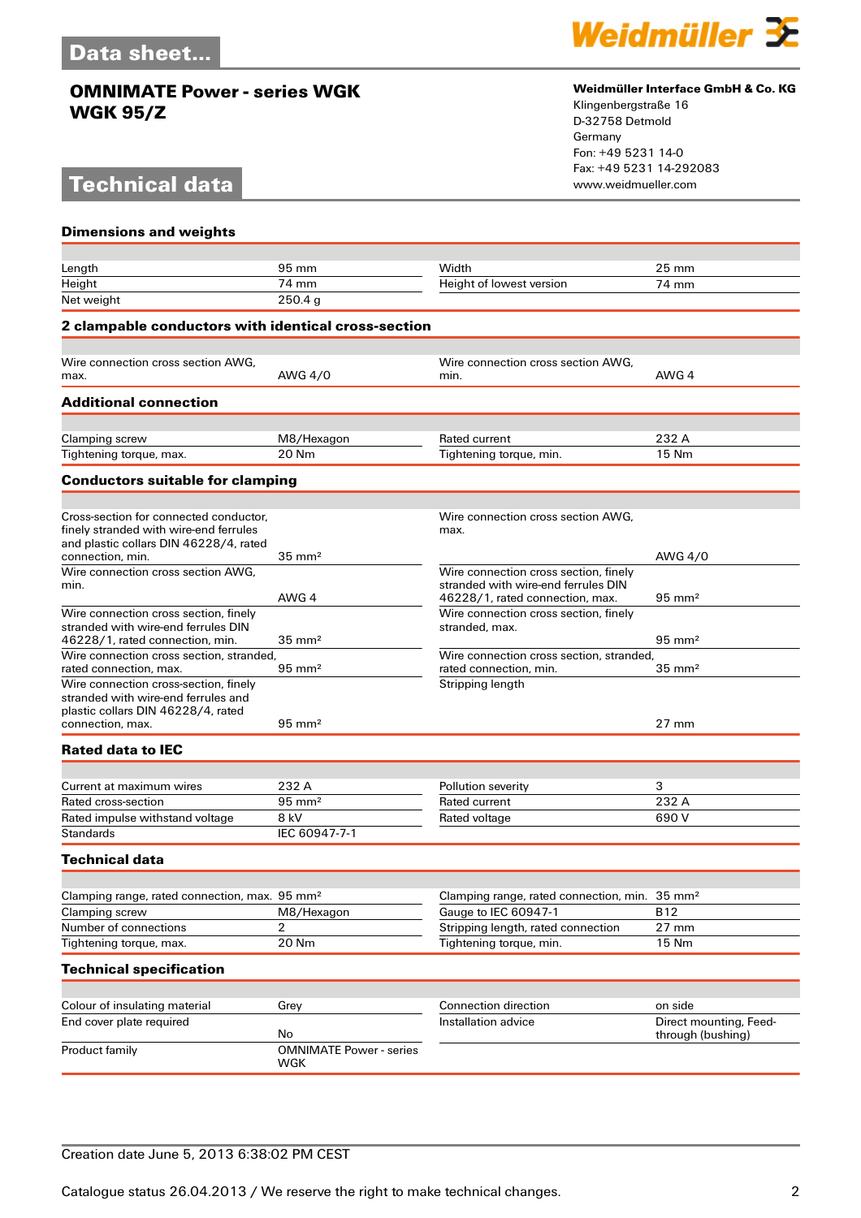# Data sheet...

## OMNIMATE Power - series WGK
## WGK 95/Z

**Weidmüller Interface GmbH & Co. KG**
Klingenbergstraße 16
D-32758 Detmold
Germany
Fon: +49 5231 14-0
Fax: +49 5231 14-292083
www.weidmueller.com

# Technical data

### Dimensions and weights

| | | | |
|---|---|---|---|
| Length | 95 mm | Width | 25 mm |
| Height | 74 mm | Height of lowest version | 74 mm |
| Net weight | 250.4 g | | |

### 2 clampable conductors with identical cross-section

| | | | |
|---|---|---|---|
| Wire connection cross section AWG, max. | AWG 4/0 | Wire connection cross section AWG, min. | AWG 4 |

### Additional connection

| | | | |
|---|---|---|---|
| Clamping screw | M8/Hexagon | Rated current | 232 A |
| Tightening torque, max. | 20 Nm | Tightening torque, min. | 15 Nm |

### Conductors suitable for clamping

| | | | |
|---|---|---|---|
| Cross-section for connected conductor, finely stranded with wire-end ferrules and plastic collars DIN 46228/4, rated connection, min. | 35 mm² | Wire connection cross section AWG, max. | AWG 4/0 |
| Wire connection cross section AWG, min. | AWG 4 | Wire connection cross section, finely stranded with wire-end ferrules DIN 46228/1, rated connection, max. | 95 mm² |
| Wire connection cross section, finely stranded with wire-end ferrules DIN 46228/1, rated connection, min. | 35 mm² | Wire connection cross section, finely stranded, max. | 95 mm² |
| Wire connection cross section, stranded, rated connection, max. | 95 mm² | Wire connection cross section, stranded, rated connection, min. | 35 mm² |
| Wire connection cross-section, finely stranded with wire-end ferrules and plastic collars DIN 46228/4, rated connection, max. | 95 mm² | Stripping length | 27 mm |

### Rated data to IEC

| | | | |
|---|---|---|---|
| Current at maximum wires | 232 A | Pollution severity | 3 |
| Rated cross-section | 95 mm² | Rated current | 232 A |
| Rated impulse withstand voltage | 8 kV | Rated voltage | 690 V |
| Standards | IEC 60947-7-1 | | |

### Technical data

| | | | |
|---|---|---|---|
| Clamping range, rated connection, max. | 95 mm² | Clamping range, rated connection, min. | 35 mm² |
| Clamping screw | M8/Hexagon | Gauge to IEC 60947-1 | B12 |
| Number of connections | 2 | Stripping length, rated connection | 27 mm |
| Tightening torque, max. | 20 Nm | Tightening torque, min. | 15 Nm |

### Technical specification

| | | | |
|---|---|---|---|
| Colour of insulating material | Grey | Connection direction | on side |
| End cover plate required | No | Installation advice | Direct mounting, Feed-through (bushing) |
| Product family | OMNIMATE Power - series WGK | | |

Creation date June 5, 2013 6:38:02 PM CEST

Catalogue status 26.04.2013 / We reserve the right to make technical changes.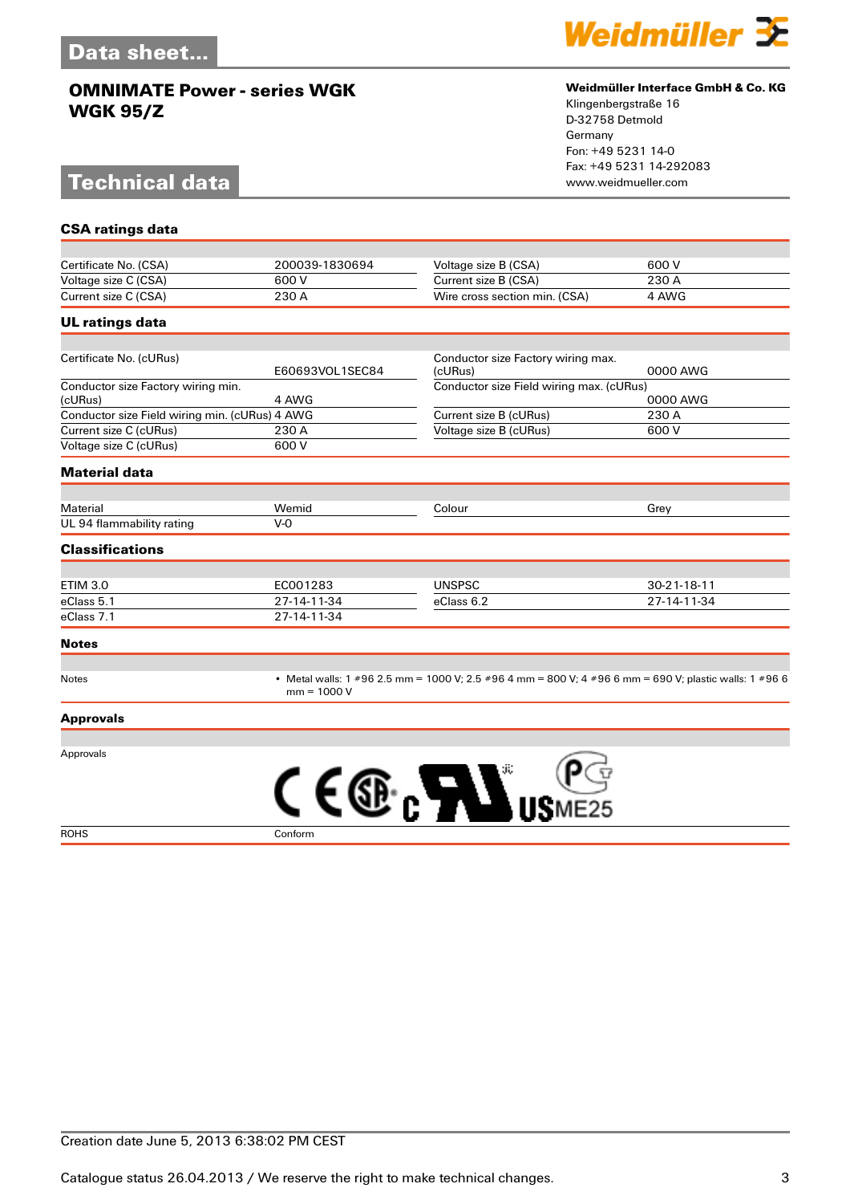# OMNIMATE Power - series WGK
# WGK 95/Z

**Weidmüller Interface GmbH & Co. KG**
Klingenbergstraße 16
D-32758 Detmold
Germany
Fon: +49 5231 14-0
Fax: +49 5231 14-292083
www.weidmueller.com

## Technical data

### CSA ratings data

| | | | |
|---|---|---|---|
| Certificate No. (CSA) | 200039-1830694 | Voltage size B (CSA) | 600 V |
| Voltage size C (CSA) | 600 V | Current size B (CSA) | 230 A |
| Current size C (CSA) | 230 A | Wire cross section min. (CSA) | 4 AWG |

### UL ratings data

| | | | |
|---|---|---|---|
| Certificate No. (cURus) | E60693VOL1SEC84 | Conductor size Factory wiring max. (cURus) | 0000 AWG |
| Conductor size Factory wiring min. (cURus) | 4 AWG | Conductor size Field wiring max. (cURus) | 0000 AWG |
| Conductor size Field wiring min. (cURus) | 4 AWG | Current size B (cURus) | 230 A |
| Current size C (cURus) | 230 A | Voltage size B (cURus) | 600 V |
| Voltage size C (cURus) | 600 V | | |

### Material data

| | | | |
|---|---|---|---|
| Material | Wemid | Colour | Grey |
| UL 94 flammability rating | V-0 | | |

### Classifications

| | | | |
|---|---|---|---|
| ETIM 3.0 | EC001283 | UNSPSC | 30-21-18-11 |
| eClass 5.1 | 27-14-11-34 | eClass 6.2 | 27-14-11-34 |
| eClass 7.1 | 27-14-11-34 | | |

### Notes

| | |
|---|---|
| Notes | • Metal walls: 1 #96 2.5 mm = 1000 V; 2.5 #96 4 mm = 800 V; 4 #96 6 mm = 690 V; plastic walls: 1 #96 6 mm = 1000 V |

### Approvals

| | |
|---|---|
| Approvals | CE, CSA, cURus, PCT ME25 |
| ROHS | Conform |

Creation date June 5, 2013 6:38:02 PM CEST

Catalogue status 26.04.2013 / We reserve the right to make technical changes.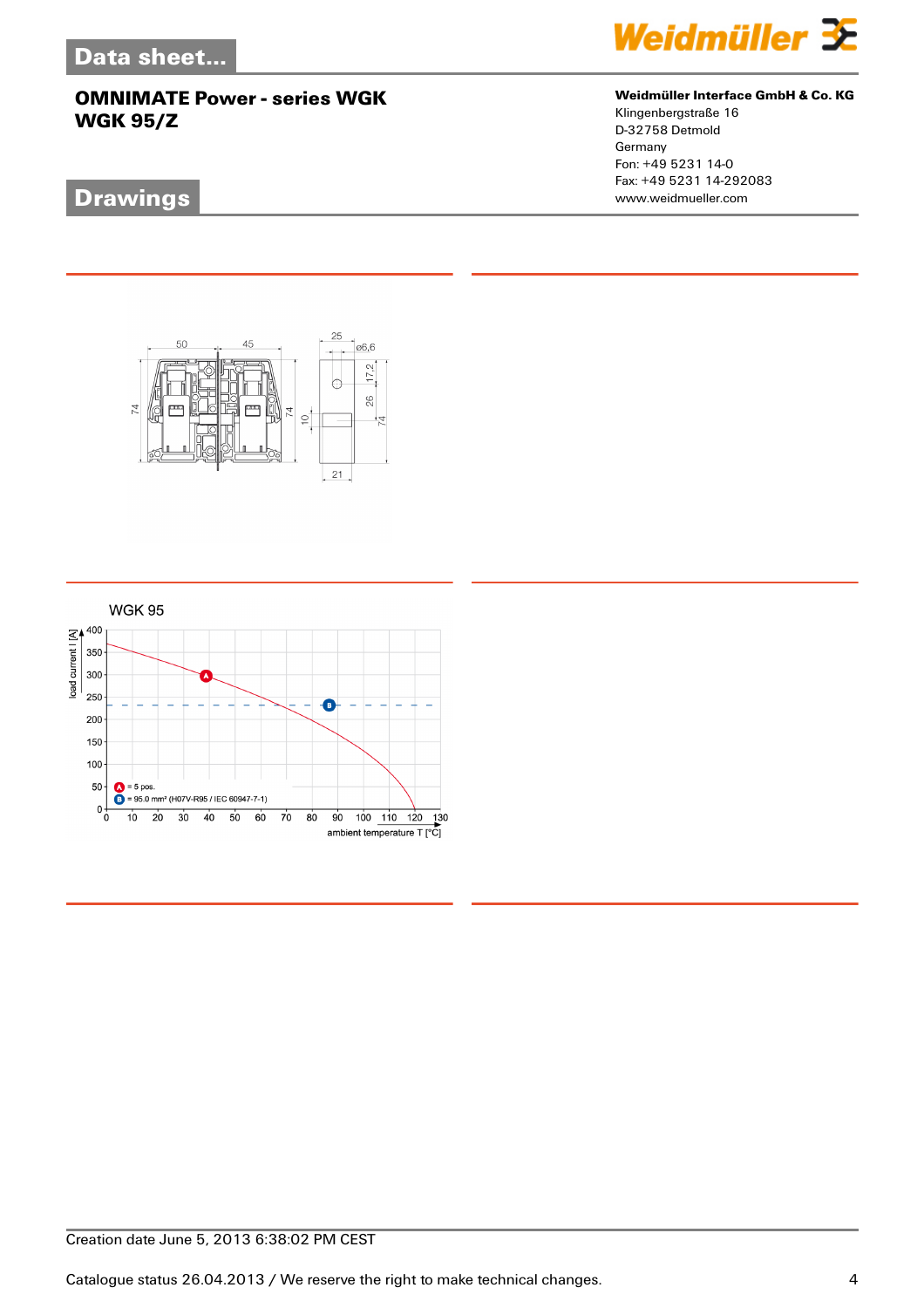# Data sheet...

## OMNIMATE Power - series WGK
## WGK 95/Z

**Weidmüller Interface GmbH & Co. KG**
Klingenbergstraße 16
D-32758 Detmold
Germany
Fon: +49 5231 14-0
Fax: +49 5231 14-292083
www.weidmueller.com

## Drawings

50
45
25
ø6,6
74
74
10
17,2
26
74
21

WGK 95

load current I [A]
400
350
300
250
200
150
100
50
0
0 10 20 30 40 50 60 70 80 90 100 110 120 130
ambient temperature T [°C]

A = 5 pos.
B = 95.0 mm² (H07V-R95 / IEC 60947-7-1)

Creation date June 5, 2013 6:38:02 PM CEST

Catalogue status 26.04.2013 / We reserve the right to make technical changes.